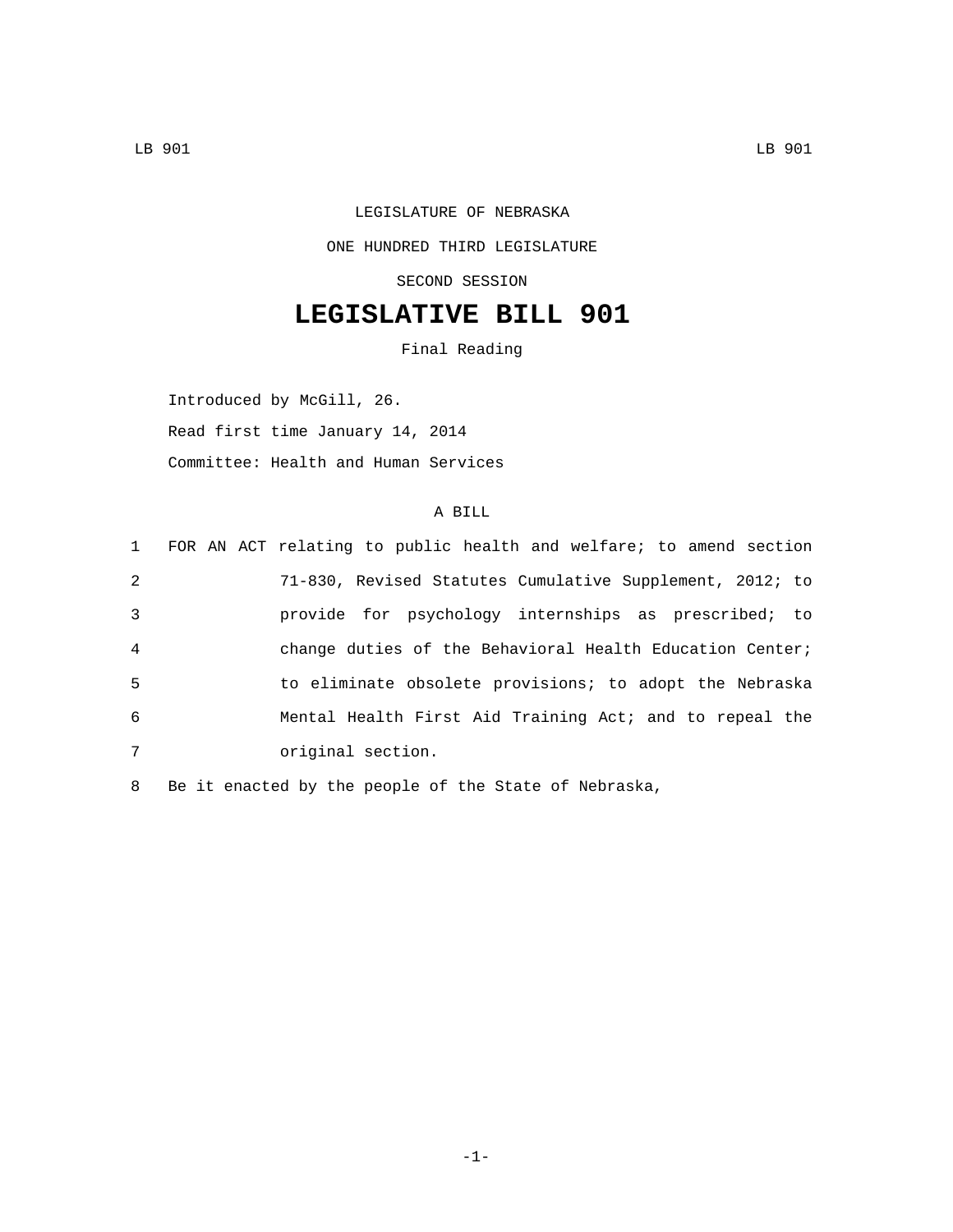LEGISLATURE OF NEBRASKA

ONE HUNDRED THIRD LEGISLATURE

SECOND SESSION

# LEGISLATIVE BILL 901

Final Reading

Introduced by McGill, 26.

Read first time January 14, 2014

Committee: Health and Human Services

A BILL

FOR AN ACT relating to public health and welfare; to amend section 71-830, Revised Statutes Cumulative Supplement, 2012; to provide for psychology internships as prescribed; to change duties of the Behavioral Health Education Center; to eliminate obsolete provisions; to adopt the Nebraska Mental Health First Aid Training Act; and to repeal the original section.

Be it enacted by the people of the State of Nebraska,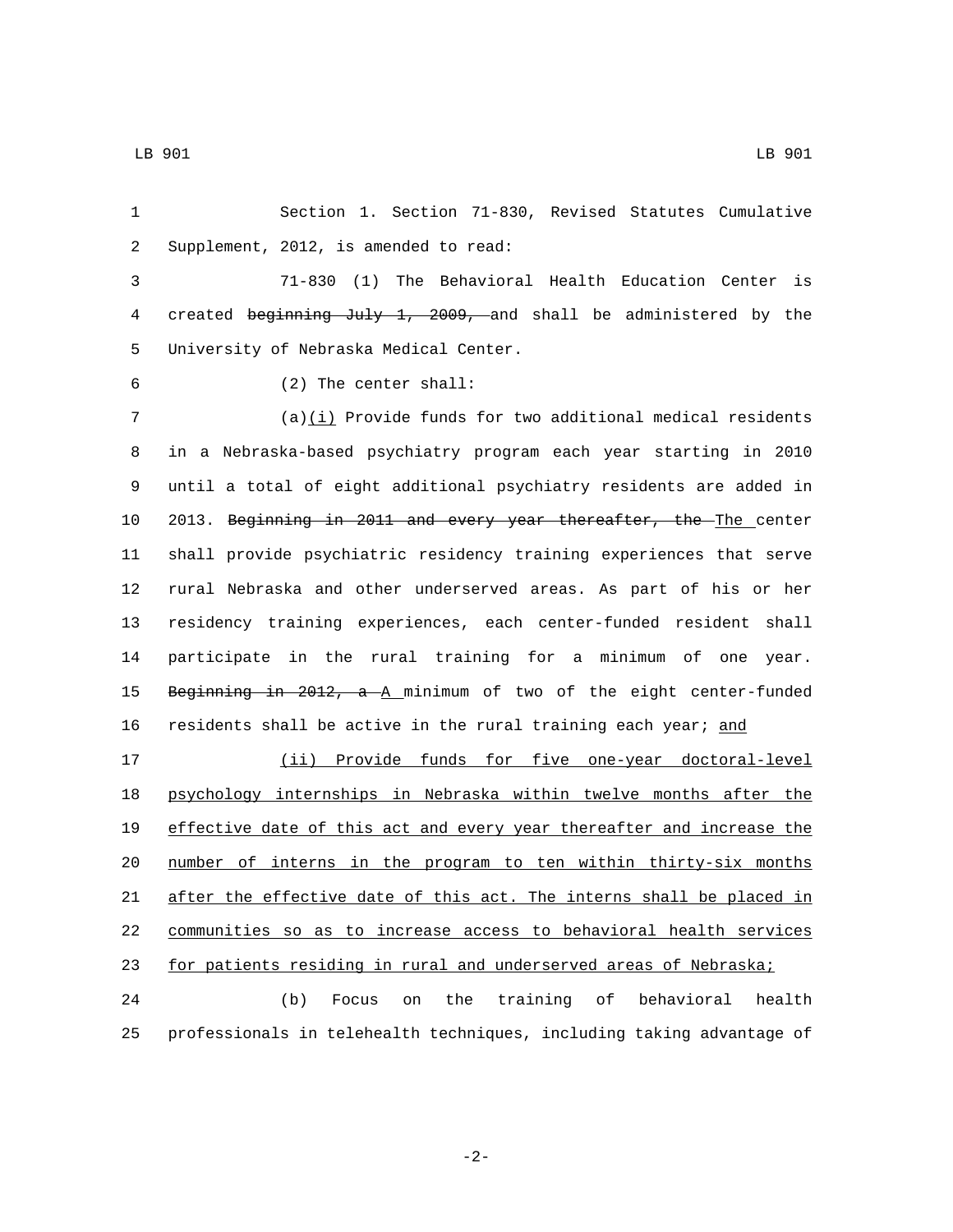Section 1. Section 71-830, Revised Statutes Cumulative Supplement, 2012, is amended to read:

71-830 (1) The Behavioral Health Education Center is created ~~beginning July 1, 2009,~~ and shall be administered by the University of Nebraska Medical Center.

(2) The center shall:

(a)<u>(i)</u> Provide funds for two additional medical residents in a Nebraska-based psychiatry program each year starting in 2010 until a total of eight additional psychiatry residents are added in 2013. ~~Beginning in 2011 and every year thereafter, the~~ <u>The</u> center shall provide psychiatric residency training experiences that serve rural Nebraska and other underserved areas. As part of his or her residency training experiences, each center-funded resident shall participate in the rural training for a minimum of one year. ~~Beginning in 2012, a~~ <u>A</u> minimum of two of the eight center-funded residents shall be active in the rural training each year; <u>and</u>

<u>(ii) Provide funds for five one-year doctoral-level psychology internships in Nebraska within twelve months after the effective date of this act and every year thereafter and increase the number of interns in the program to ten within thirty-six months after the effective date of this act. The interns shall be placed in communities so as to increase access to behavioral health services for patients residing in rural and underserved areas of Nebraska;</u>

(b) Focus on the training of behavioral health professionals in telehealth techniques, including taking advantage of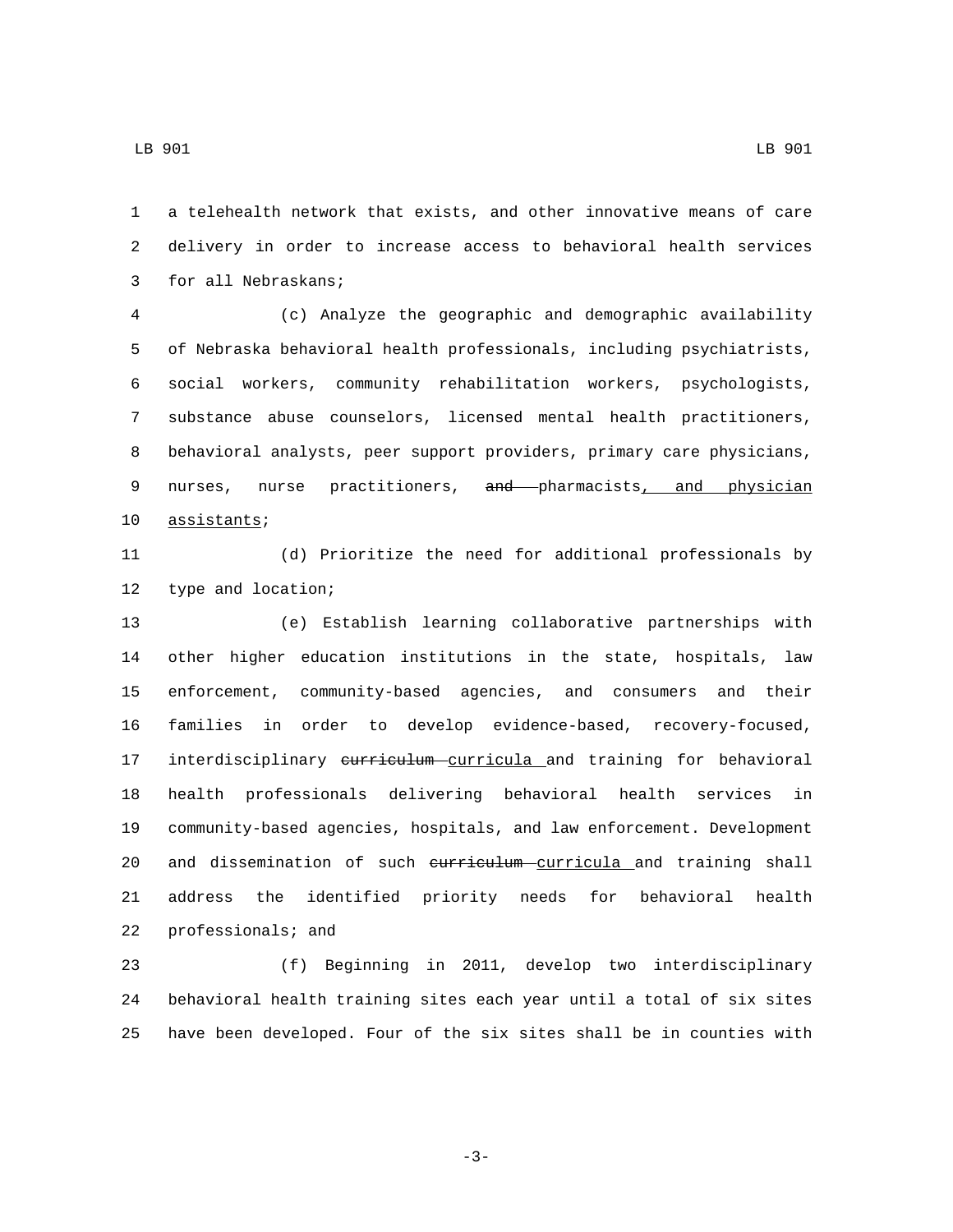a telehealth network that exists, and other innovative means of care delivery in order to increase access to behavioral health services for all Nebraskans;

(c) Analyze the geographic and demographic availability of Nebraska behavioral health professionals, including psychiatrists, social workers, community rehabilitation workers, psychologists, substance abuse counselors, licensed mental health practitioners, behavioral analysts, peer support providers, primary care physicians, nurses, nurse practitioners, ~~and~~ pharmacists, and physician assistants;

(d) Prioritize the need for additional professionals by type and location;

(e) Establish learning collaborative partnerships with other higher education institutions in the state, hospitals, law enforcement, community-based agencies, and consumers and their families in order to develop evidence-based, recovery-focused, interdisciplinary ~~curriculum~~ curricula and training for behavioral health professionals delivering behavioral health services in community-based agencies, hospitals, and law enforcement. Development and dissemination of such ~~curriculum~~ curricula and training shall address the identified priority needs for behavioral health professionals; and

(f) Beginning in 2011, develop two interdisciplinary behavioral health training sites each year until a total of six sites have been developed. Four of the six sites shall be in counties with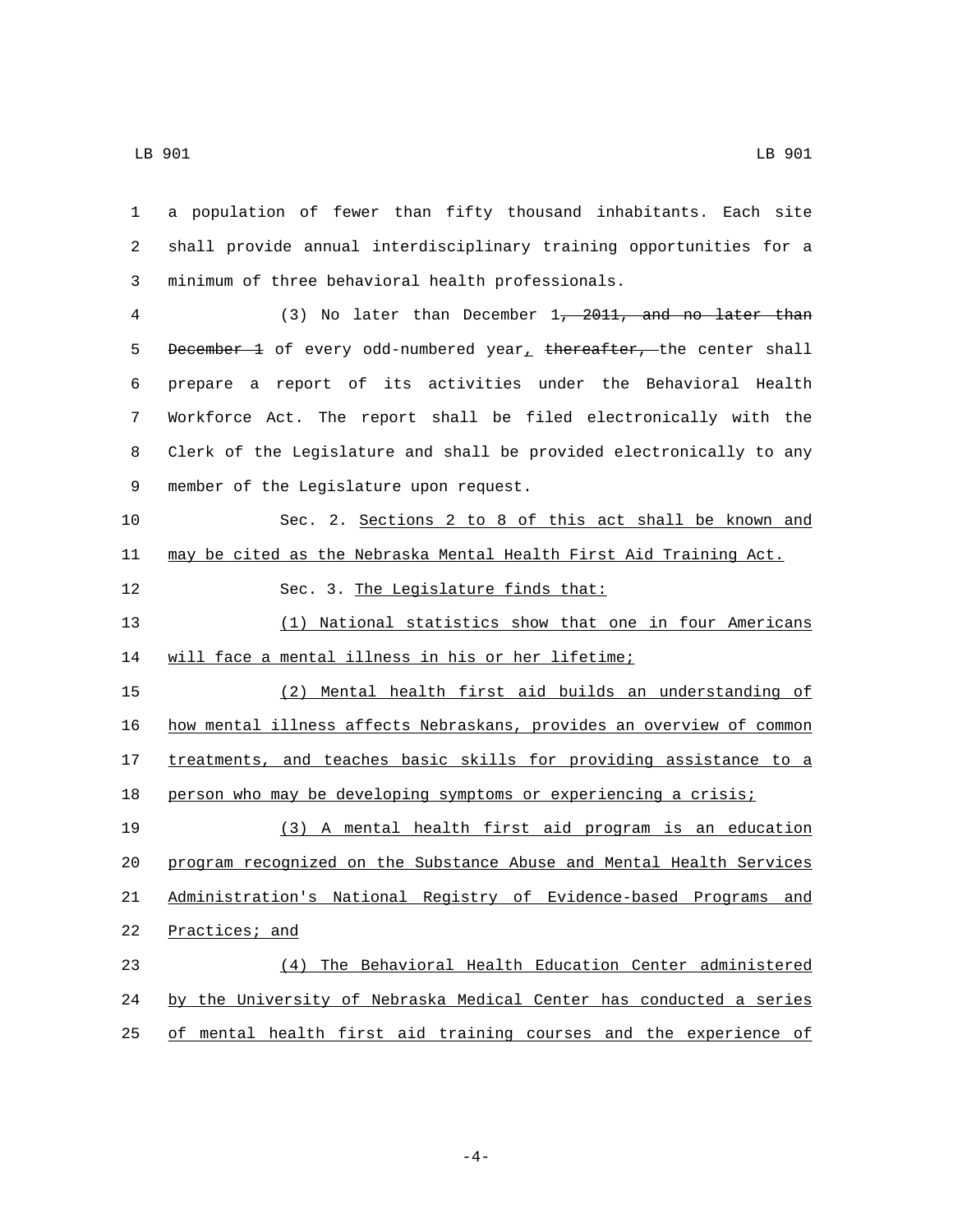a population of fewer than fifty thousand inhabitants. Each site shall provide annual interdisciplinary training opportunities for a minimum of three behavioral health professionals.

(3) No later than December 1~~, 2011, and no later than December 1~~ of every odd-numbered year, ~~thereafter,~~ the center shall prepare a report of its activities under the Behavioral Health Workforce Act. The report shall be filed electronically with the Clerk of the Legislature and shall be provided electronically to any member of the Legislature upon request.

Sec. 2. Sections 2 to 8 of this act shall be known and may be cited as the Nebraska Mental Health First Aid Training Act.

Sec. 3. The Legislature finds that:

(1) National statistics show that one in four Americans will face a mental illness in his or her lifetime;

(2) Mental health first aid builds an understanding of how mental illness affects Nebraskans, provides an overview of common treatments, and teaches basic skills for providing assistance to a person who may be developing symptoms or experiencing a crisis;

(3) A mental health first aid program is an education program recognized on the Substance Abuse and Mental Health Services Administration's National Registry of Evidence-based Programs and Practices; and

(4) The Behavioral Health Education Center administered by the University of Nebraska Medical Center has conducted a series of mental health first aid training courses and the experience of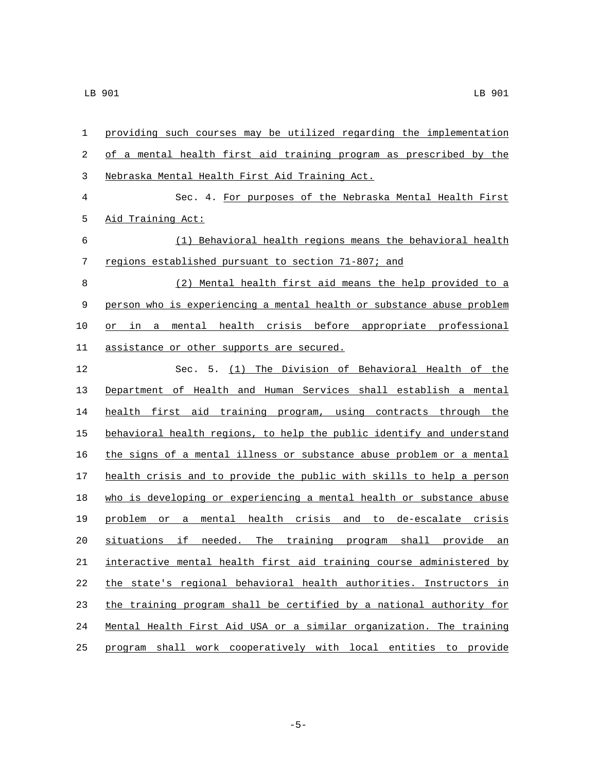providing such courses may be utilized regarding the implementation of a mental health first aid training program as prescribed by the Nebraska Mental Health First Aid Training Act.

Sec. 4. For purposes of the Nebraska Mental Health First Aid Training Act:

(1) Behavioral health regions means the behavioral health regions established pursuant to section 71-807; and

(2) Mental health first aid means the help provided to a person who is experiencing a mental health or substance abuse problem or in a mental health crisis before appropriate professional assistance or other supports are secured.

Sec. 5. (1) The Division of Behavioral Health of the Department of Health and Human Services shall establish a mental health first aid training program, using contracts through the behavioral health regions, to help the public identify and understand the signs of a mental illness or substance abuse problem or a mental health crisis and to provide the public with skills to help a person who is developing or experiencing a mental health or substance abuse problem or a mental health crisis and to de-escalate crisis situations if needed. The training program shall provide an interactive mental health first aid training course administered by the state's regional behavioral health authorities. Instructors in the training program shall be certified by a national authority for Mental Health First Aid USA or a similar organization. The training program shall work cooperatively with local entities to provide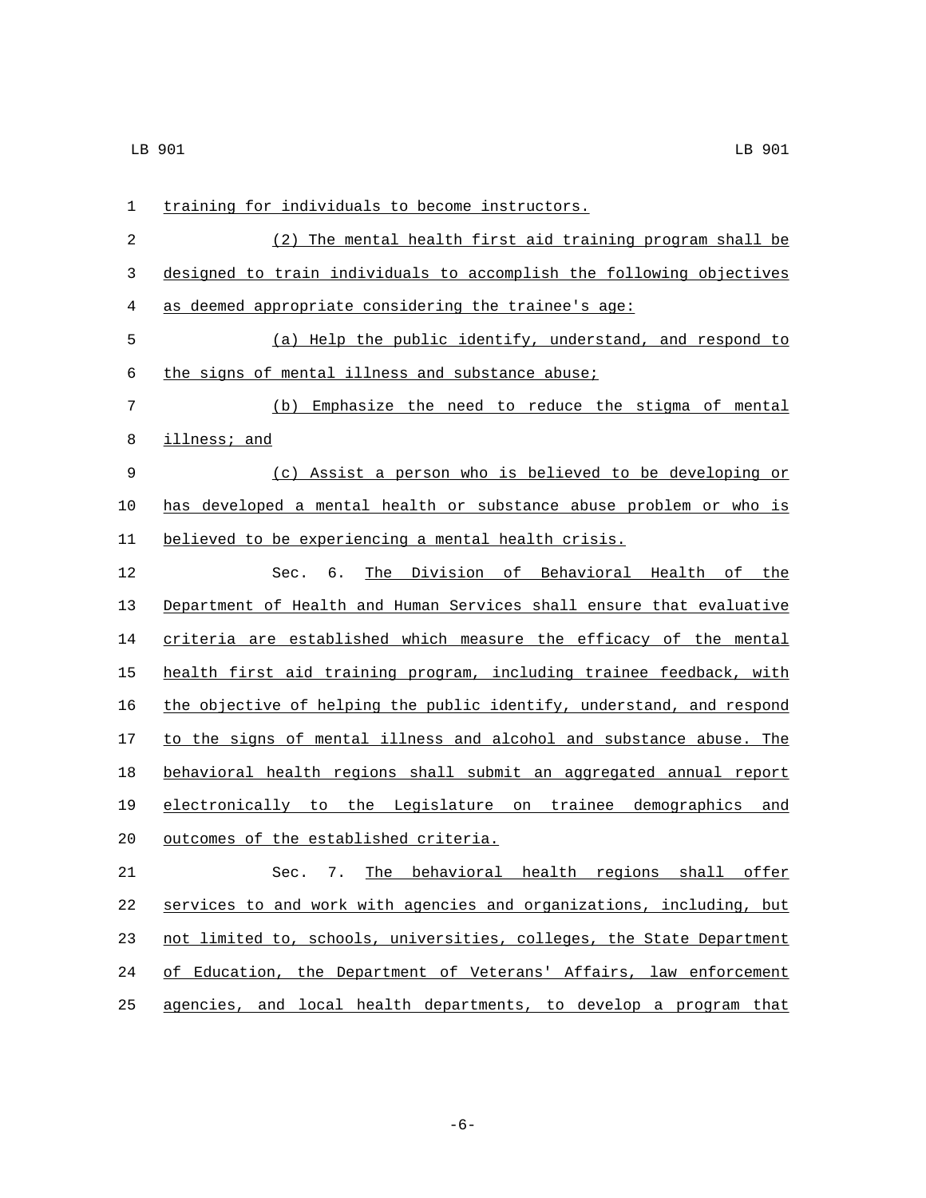training for individuals to become instructors.

(2) The mental health first aid training program shall be designed to train individuals to accomplish the following objectives as deemed appropriate considering the trainee's age:

(a) Help the public identify, understand, and respond to the signs of mental illness and substance abuse;

(b) Emphasize the need to reduce the stigma of mental illness; and

(c) Assist a person who is believed to be developing or has developed a mental health or substance abuse problem or who is believed to be experiencing a mental health crisis.

Sec. 6. The Division of Behavioral Health of the Department of Health and Human Services shall ensure that evaluative criteria are established which measure the efficacy of the mental health first aid training program, including trainee feedback, with the objective of helping the public identify, understand, and respond to the signs of mental illness and alcohol and substance abuse. The behavioral health regions shall submit an aggregated annual report electronically to the Legislature on trainee demographics and outcomes of the established criteria.

Sec. 7. The behavioral health regions shall offer services to and work with agencies and organizations, including, but not limited to, schools, universities, colleges, the State Department of Education, the Department of Veterans' Affairs, law enforcement agencies, and local health departments, to develop a program that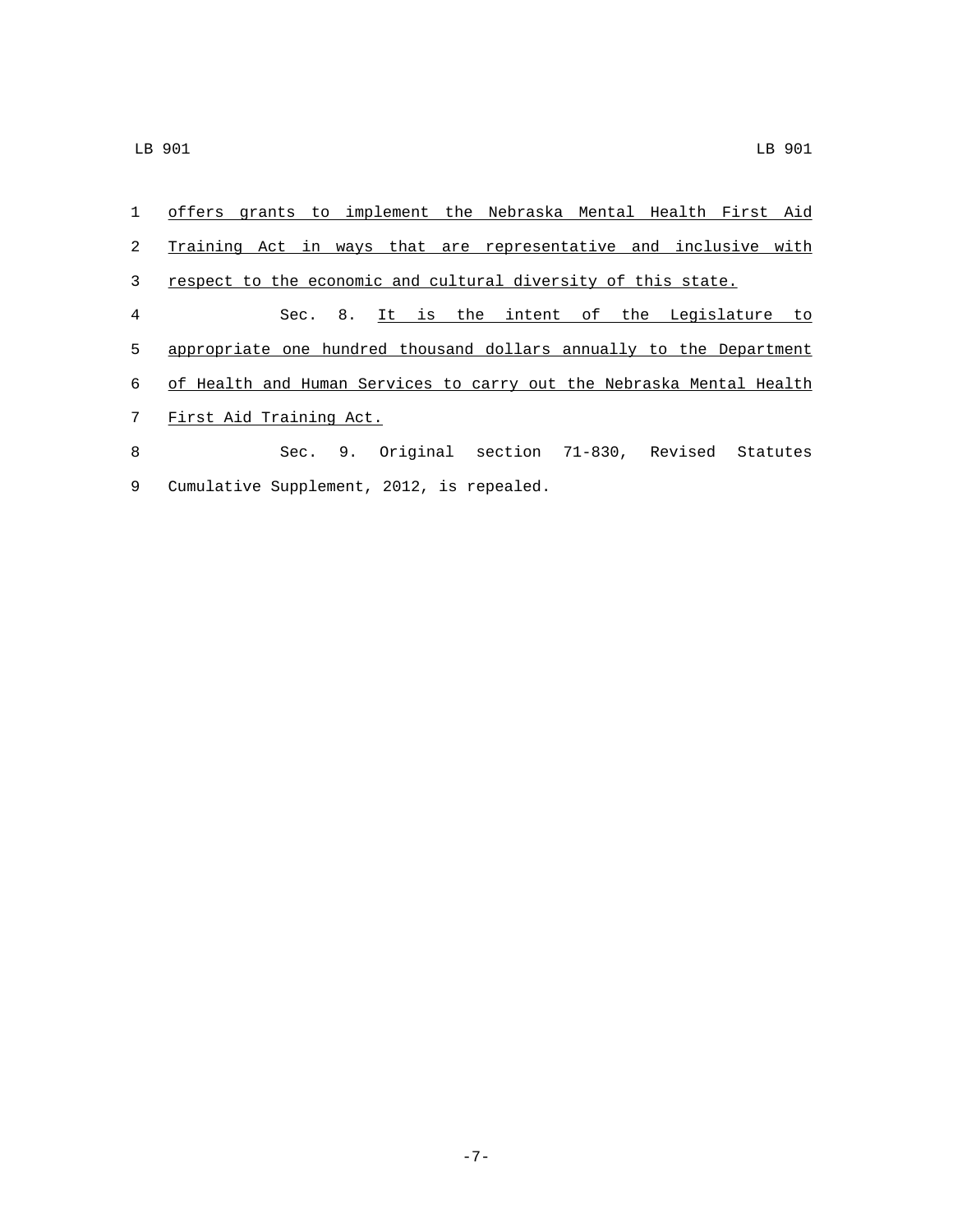offers grants to implement the Nebraska Mental Health First Aid Training Act in ways that are representative and inclusive with respect to the economic and cultural diversity of this state.

Sec. 8. It is the intent of the Legislature to appropriate one hundred thousand dollars annually to the Department of Health and Human Services to carry out the Nebraska Mental Health First Aid Training Act.

Sec. 9. Original section 71-830, Revised Statutes Cumulative Supplement, 2012, is repealed.